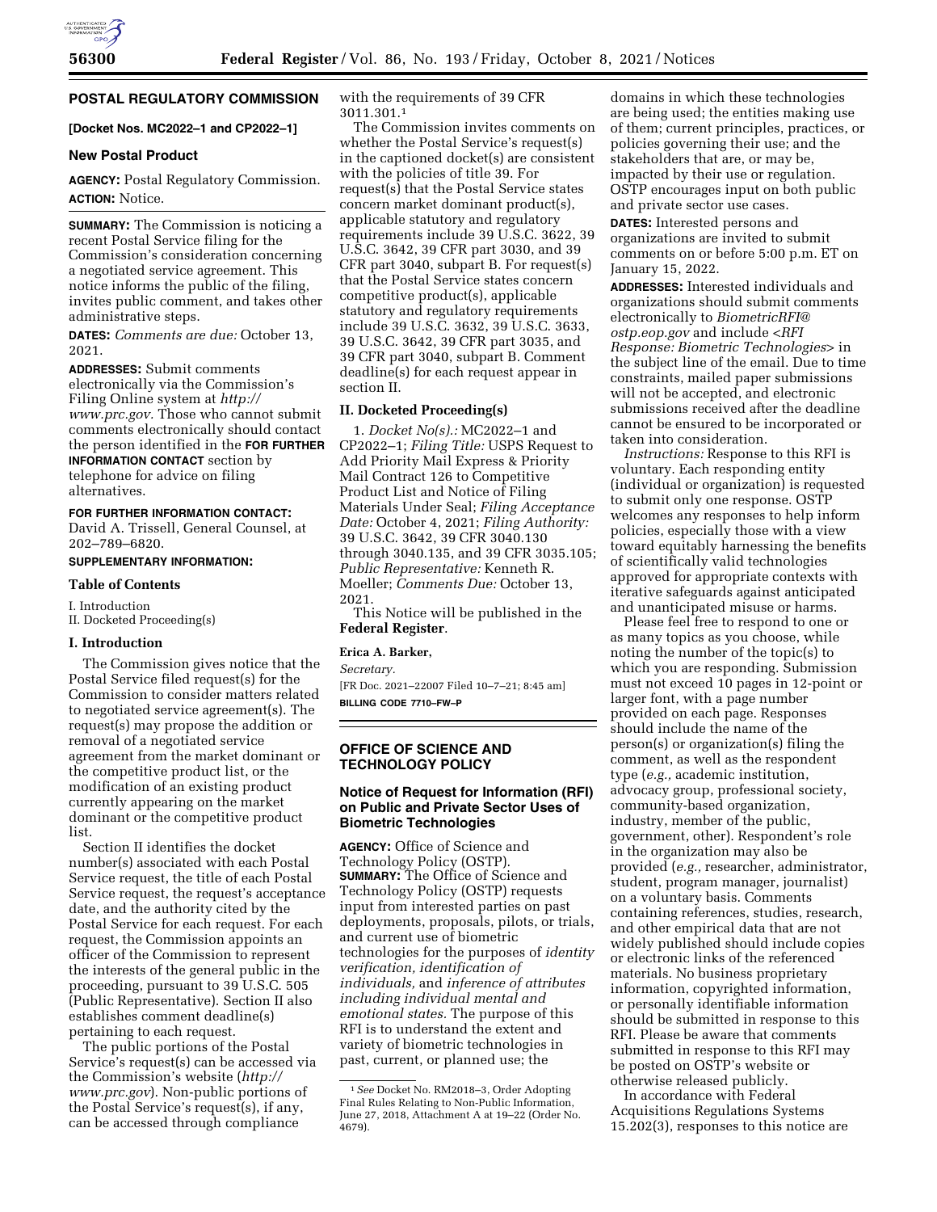## POSTAL REGULATORY COMMISSION

**[Docket Nos. MC2022–1 and CP2022–1]**

### New Postal Product

**AGENCY:** Postal Regulatory Commission.

**ACTION:** Notice.

**SUMMARY:** The Commission is noticing a recent Postal Service filing for the Commission's consideration concerning a negotiated service agreement. This notice informs the public of the filing, invites public comment, and takes other administrative steps.

**DATES:** *Comments are due:* October 13, 2021.

**ADDRESSES:** Submit comments electronically via the Commission's Filing Online system at *http://www.prc.gov.* Those who cannot submit comments electronically should contact the person identified in the **FOR FURTHER INFORMATION CONTACT** section by telephone for advice on filing alternatives.

**FOR FURTHER INFORMATION CONTACT:** David A. Trissell, General Counsel, at 202–789–6820.

**SUPPLEMENTARY INFORMATION:**

**Table of Contents**

I. Introduction
II. Docketed Proceeding(s)

**I. Introduction**

The Commission gives notice that the Postal Service filed request(s) for the Commission to consider matters related to negotiated service agreement(s). The request(s) may propose the addition or removal of a negotiated service agreement from the market dominant or the competitive product list, or the modification of an existing product currently appearing on the market dominant or the competitive product list.

Section II identifies the docket number(s) associated with each Postal Service request, the title of each Postal Service request, the request's acceptance date, and the authority cited by the Postal Service for each request. For each request, the Commission appoints an officer of the Commission to represent the interests of the general public in the proceeding, pursuant to 39 U.S.C. 505 (Public Representative). Section II also establishes comment deadline(s) pertaining to each request.

The public portions of the Postal Service's request(s) can be accessed via the Commission's website (*http://www.prc.gov*). Non-public portions of the Postal Service's request(s), if any, can be accessed through compliance with the requirements of 39 CFR 3011.301.[1]

The Commission invites comments on whether the Postal Service's request(s) in the captioned docket(s) are consistent with the policies of title 39. For request(s) that the Postal Service states concern market dominant product(s), applicable statutory and regulatory requirements include 39 U.S.C. 3622, 39 U.S.C. 3642, 39 CFR part 3030, and 39 CFR part 3040, subpart B. For request(s) that the Postal Service states concern competitive product(s), applicable statutory and regulatory requirements include 39 U.S.C. 3632, 39 U.S.C. 3633, 39 U.S.C. 3642, 39 CFR part 3035, and 39 CFR part 3040, subpart B. Comment deadline(s) for each request appear in section II.

**II. Docketed Proceeding(s)**

1. *Docket No(s).:* MC2022–1 and CP2022–1; *Filing Title:* USPS Request to Add Priority Mail Express & Priority Mail Contract 126 to Competitive Product List and Notice of Filing Materials Under Seal; *Filing Acceptance Date:* October 4, 2021; *Filing Authority:* 39 U.S.C. 3642, 39 CFR 3040.130 through 3040.135, and 39 CFR 3035.105; *Public Representative:* Kenneth R. Moeller; *Comments Due:* October 13, 2021.

This Notice will be published in the **Federal Register**.

**Erica A. Barker,**
*Secretary.*

[FR Doc. 2021–22007 Filed 10–7–21; 8:45 am]

**BILLING CODE 7710–FW–P**

[1] *See* Docket No. RM2018–3, Order Adopting Final Rules Relating to Non-Public Information, June 27, 2018, Attachment A at 19–22 (Order No. 4679).

## OFFICE OF SCIENCE AND TECHNOLOGY POLICY

### Notice of Request for Information (RFI) on Public and Private Sector Uses of Biometric Technologies

**AGENCY:** Office of Science and Technology Policy (OSTP).

**SUMMARY:** The Office of Science and Technology Policy (OSTP) requests input from interested parties on past deployments, proposals, pilots, or trials, and current use of biometric technologies for the purposes of *identity verification, identification of individuals,* and *inference of attributes including individual mental and emotional states.* The purpose of this RFI is to understand the extent and variety of biometric technologies in past, current, or planned use; the domains in which these technologies are being used; the entities making use of them; current principles, practices, or policies governing their use; and the stakeholders that are, or may be, impacted by their use or regulation. OSTP encourages input on both public and private sector use cases.

**DATES:** Interested persons and organizations are invited to submit comments on or before 5:00 p.m. ET on January 15, 2022.

**ADDRESSES:** Interested individuals and organizations should submit comments electronically to *BiometricRFI@ostp.eop.gov* and include <*RFI Response: Biometric Technologies*> in the subject line of the email. Due to time constraints, mailed paper submissions will not be accepted, and electronic submissions received after the deadline cannot be ensured to be incorporated or taken into consideration.

*Instructions:* Response to this RFI is voluntary. Each responding entity (individual or organization) is requested to submit only one response. OSTP welcomes any responses to help inform policies, especially those with a view toward equitably harnessing the benefits of scientifically valid technologies approved for appropriate contexts with iterative safeguards against anticipated and unanticipated misuse or harms.

Please feel free to respond to one or as many topics as you choose, while noting the number of the topic(s) to which you are responding. Submission must not exceed 10 pages in 12-point or larger font, with a page number provided on each page. Responses should include the name of the person(s) or organization(s) filing the comment, as well as the respondent type (*e.g.,* academic institution, advocacy group, professional society, community-based organization, industry, member of the public, government, other). Respondent's role in the organization may also be provided (*e.g.,* researcher, administrator, student, program manager, journalist) on a voluntary basis. Comments containing references, studies, research, and other empirical data that are not widely published should include copies or electronic links of the referenced materials. No business proprietary information, copyrighted information, or personally identifiable information should be submitted in response to this RFI. Please be aware that comments submitted in response to this RFI may be posted on OSTP's website or otherwise released publicly.

In accordance with Federal Acquisitions Regulations Systems 15.202(3), responses to this notice are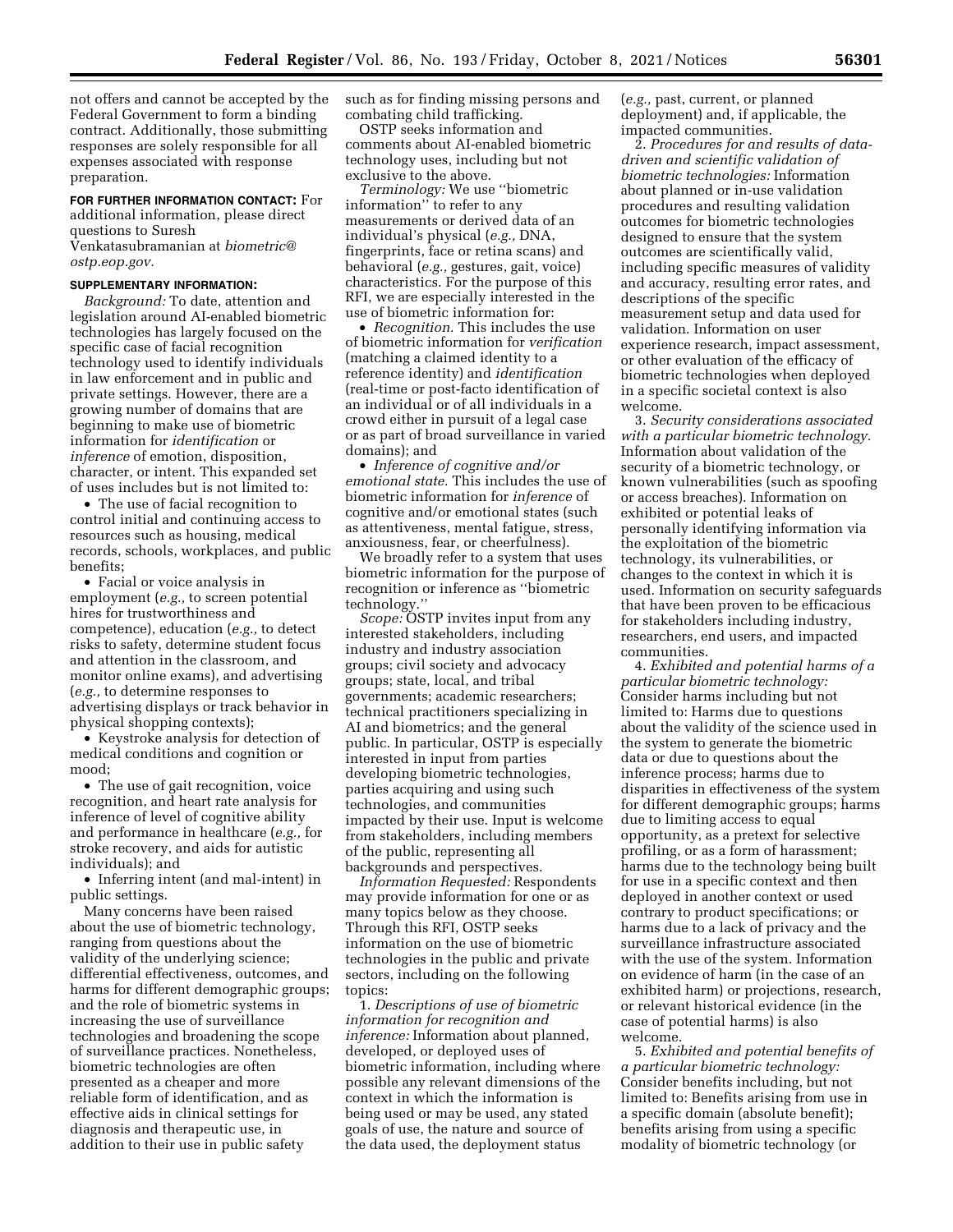not offers and cannot be accepted by the Federal Government to form a binding contract. Additionally, those submitting responses are solely responsible for all expenses associated with response preparation.

**FOR FURTHER INFORMATION CONTACT:** For additional information, please direct questions to Suresh Venkatasubramanian at *biometric@ostp.eop.gov.*

**SUPPLEMENTARY INFORMATION:**

*Background:* To date, attention and legislation around AI-enabled biometric technologies has largely focused on the specific case of facial recognition technology used to identify individuals in law enforcement and in public and private settings. However, there are a growing number of domains that are beginning to make use of biometric information for *identification* or *inference* of emotion, disposition, character, or intent. This expanded set of uses includes but is not limited to:

- The use of facial recognition to control initial and continuing access to resources such as housing, medical records, schools, workplaces, and public benefits;
- Facial or voice analysis in employment (*e.g.,* to screen potential hires for trustworthiness and competence), education (*e.g.,* to detect risks to safety, determine student focus and attention in the classroom, and monitor online exams), and advertising (*e.g.,* to determine responses to advertising displays or track behavior in physical shopping contexts);
- Keystroke analysis for detection of medical conditions and cognition or mood;
- The use of gait recognition, voice recognition, and heart rate analysis for inference of level of cognitive ability and performance in healthcare (*e.g.,* for stroke recovery, and aids for autistic individuals); and
- Inferring intent (and mal-intent) in public settings.

Many concerns have been raised about the use of biometric technology, ranging from questions about the validity of the underlying science; differential effectiveness, outcomes, and harms for different demographic groups; and the role of biometric systems in increasing the use of surveillance technologies and broadening the scope of surveillance practices. Nonetheless, biometric technologies are often presented as a cheaper and more reliable form of identification, and as effective aids in clinical settings for diagnosis and therapeutic use, in addition to their use in public safety such as for finding missing persons and combating child trafficking.

OSTP seeks information and comments about AI-enabled biometric technology uses, including but not exclusive to the above.

*Terminology:* We use ''biometric information'' to refer to any measurements or derived data of an individual's physical (*e.g.,* DNA, fingerprints, face or retina scans) and behavioral (*e.g.,* gestures, gait, voice) characteristics. For the purpose of this RFI, we are especially interested in the use of biometric information for:

- *Recognition.* This includes the use of biometric information for *verification* (matching a claimed identity to a reference identity) and *identification* (real-time or post-facto identification of an individual or of all individuals in a crowd either in pursuit of a legal case or as part of broad surveillance in varied domains); and
- *Inference of cognitive and/or emotional state.* This includes the use of biometric information for *inference* of cognitive and/or emotional states (such as attentiveness, mental fatigue, stress, anxiousness, fear, or cheerfulness).

We broadly refer to a system that uses biometric information for the purpose of recognition or inference as ''biometric technology.''

*Scope:* OSTP invites input from any interested stakeholders, including industry and industry association groups; civil society and advocacy groups; state, local, and tribal governments; academic researchers; technical practitioners specializing in AI and biometrics; and the general public. In particular, OSTP is especially interested in input from parties developing biometric technologies, parties acquiring and using such technologies, and communities impacted by their use. Input is welcome from stakeholders, including members of the public, representing all backgrounds and perspectives.

*Information Requested:* Respondents may provide information for one or as many topics below as they choose. Through this RFI, OSTP seeks information on the use of biometric technologies in the public and private sectors, including on the following topics:

1. *Descriptions of use of biometric information for recognition and inference:* Information about planned, developed, or deployed uses of biometric information, including where possible any relevant dimensions of the context in which the information is being used or may be used, any stated goals of use, the nature and source of the data used, the deployment status (*e.g.,* past, current, or planned deployment) and, if applicable, the impacted communities.

2. *Procedures for and results of data-driven and scientific validation of biometric technologies:* Information about planned or in-use validation procedures and resulting validation outcomes for biometric technologies designed to ensure that the system outcomes are scientifically valid, including specific measures of validity and accuracy, resulting error rates, and descriptions of the specific measurement setup and data used for validation. Information on user experience research, impact assessment, or other evaluation of the efficacy of biometric technologies when deployed in a specific societal context is also welcome.

3. *Security considerations associated with a particular biometric technology.* Information about validation of the security of a biometric technology, or known vulnerabilities (such as spoofing or access breaches). Information on exhibited or potential leaks of personally identifying information via the exploitation of the biometric technology, its vulnerabilities, or changes to the context in which it is used. Information on security safeguards that have been proven to be efficacious for stakeholders including industry, researchers, end users, and impacted communities.

4. *Exhibited and potential harms of a particular biometric technology:* Consider harms including but not limited to: Harms due to questions about the validity of the science used in the system to generate the biometric data or due to questions about the inference process; harms due to disparities in effectiveness of the system for different demographic groups; harms due to limiting access to equal opportunity, as a pretext for selective profiling, or as a form of harassment; harms due to the technology being built for use in a specific context and then deployed in another context or used contrary to product specifications; or harms due to a lack of privacy and the surveillance infrastructure associated with the use of the system. Information on evidence of harm (in the case of an exhibited harm) or projections, research, or relevant historical evidence (in the case of potential harms) is also welcome.

5. *Exhibited and potential benefits of a particular biometric technology:* Consider benefits including, but not limited to: Benefits arising from use in a specific domain (absolute benefit); benefits arising from using a specific modality of biometric technology (or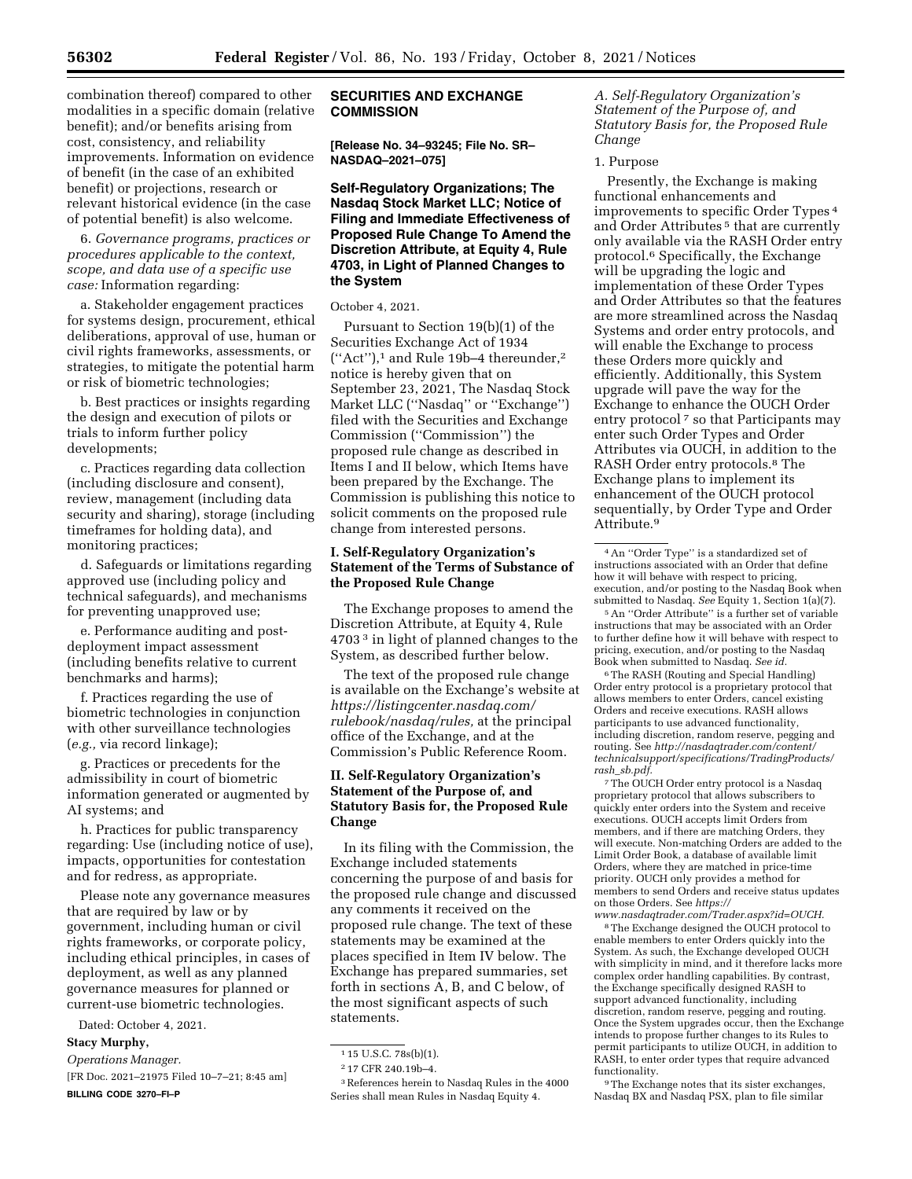combination thereof) compared to other modalities in a specific domain (relative benefit); and/or benefits arising from cost, consistency, and reliability improvements. Information on evidence of benefit (in the case of an exhibited benefit) or projections, research or relevant historical evidence (in the case of potential benefit) is also welcome.

6. *Governance programs, practices or procedures applicable to the context, scope, and data use of a specific use case:* Information regarding:

a. Stakeholder engagement practices for systems design, procurement, ethical deliberations, approval of use, human or civil rights frameworks, assessments, or strategies, to mitigate the potential harm or risk of biometric technologies;

b. Best practices or insights regarding the design and execution of pilots or trials to inform further policy developments;

c. Practices regarding data collection (including disclosure and consent), review, management (including data security and sharing), storage (including timeframes for holding data), and monitoring practices;

d. Safeguards or limitations regarding approved use (including policy and technical safeguards), and mechanisms for preventing unapproved use;

e. Performance auditing and post-deployment impact assessment (including benefits relative to current benchmarks and harms);

f. Practices regarding the use of biometric technologies in conjunction with other surveillance technologies (*e.g.,* via record linkage);

g. Practices or precedents for the admissibility in court of biometric information generated or augmented by AI systems; and

h. Practices for public transparency regarding: Use (including notice of use), impacts, opportunities for contestation and for redress, as appropriate.

Please note any governance measures that are required by law or by government, including human or civil rights frameworks, or corporate policy, including ethical principles, in cases of deployment, as well as any planned governance measures for planned or current-use biometric technologies.

Dated: October 4, 2021.

**Stacy Murphy,**

*Operations Manager.*

[FR Doc. 2021–21975 Filed 10–7–21; 8:45 am]

**BILLING CODE 3270–FI–P**

## SECURITIES AND EXCHANGE COMMISSION

**[Release No. 34–93245; File No. SR–NASDAQ–2021–075]**

### Self-Regulatory Organizations; The Nasdaq Stock Market LLC; Notice of Filing and Immediate Effectiveness of Proposed Rule Change To Amend the Discretion Attribute, at Equity 4, Rule 4703, in Light of Planned Changes to the System

October 4, 2021.

Pursuant to Section 19(b)(1) of the Securities Exchange Act of 1934 (''Act''),[1] and Rule 19b–4 thereunder,[2] notice is hereby given that on September 23, 2021, The Nasdaq Stock Market LLC (''Nasdaq'' or ''Exchange'') filed with the Securities and Exchange Commission (''Commission'') the proposed rule change as described in Items I and II below, which Items have been prepared by the Exchange. The Commission is publishing this notice to solicit comments on the proposed rule change from interested persons.

### I. Self-Regulatory Organization's Statement of the Terms of Substance of the Proposed Rule Change

The Exchange proposes to amend the Discretion Attribute, at Equity 4, Rule 4703[3] in light of planned changes to the System, as described further below.

The text of the proposed rule change is available on the Exchange's website at *https://listingcenter.nasdaq.com/rulebook/nasdaq/rules,* at the principal office of the Exchange, and at the Commission's Public Reference Room.

### II. Self-Regulatory Organization's Statement of the Purpose of, and Statutory Basis for, the Proposed Rule Change

In its filing with the Commission, the Exchange included statements concerning the purpose of and basis for the proposed rule change and discussed any comments it received on the proposed rule change. The text of these statements may be examined at the places specified in Item IV below. The Exchange has prepared summaries, set forth in sections A, B, and C below, of the most significant aspects of such statements.

#### *A. Self-Regulatory Organization's Statement of the Purpose of, and Statutory Basis for, the Proposed Rule Change*

1. Purpose

Presently, the Exchange is making functional enhancements and improvements to specific Order Types[4] and Order Attributes[5] that are currently only available via the RASH Order entry protocol.[6] Specifically, the Exchange will be upgrading the logic and implementation of these Order Types and Order Attributes so that the features are more streamlined across the Nasdaq Systems and order entry protocols, and will enable the Exchange to process these Orders more quickly and efficiently. Additionally, this System upgrade will pave the way for the Exchange to enhance the OUCH Order entry protocol[7] so that Participants may enter such Order Types and Order Attributes via OUCH, in addition to the RASH Order entry protocols.[8] The Exchange plans to implement its enhancement of the OUCH protocol sequentially, by Order Type and Order Attribute.[9]

---

[1] 15 U.S.C. 78s(b)(1).

[2] 17 CFR 240.19b–4.

[3] References herein to Nasdaq Rules in the 4000 Series shall mean Rules in Nasdaq Equity 4.

[4] An ''Order Type'' is a standardized set of instructions associated with an Order that define how it will behave with respect to pricing, execution, and/or posting to the Nasdaq Book when submitted to Nasdaq. *See* Equity 1, Section 1(a)(7).

[5] An ''Order Attribute'' is a further set of variable instructions that may be associated with an Order to further define how it will behave with respect to pricing, execution, and/or posting to the Nasdaq Book when submitted to Nasdaq. *See id.*

[6] The RASH (Routing and Special Handling) Order entry protocol is a proprietary protocol that allows members to enter Orders, cancel existing Orders and receive executions. RASH allows participants to use advanced functionality, including discretion, random reserve, pegging and routing. See *http://nasdaqtrader.com/content/technicalsupport/specifications/TradingProducts/rash_sb.pdf.*

[7] The OUCH Order entry protocol is a Nasdaq proprietary protocol that allows subscribers to quickly enter orders into the System and receive executions. OUCH accepts limit Orders from members, and if there are matching Orders, they will execute. Non-matching Orders are added to the Limit Order Book, a database of available limit Orders, where they are matched in price-time priority. OUCH only provides a method for members to send Orders and receive status updates on those Orders. See *https://www.nasdaqtrader.com/Trader.aspx?id=OUCH.*

[8] The Exchange designed the OUCH protocol to enable members to enter Orders quickly into the System. As such, the Exchange developed OUCH with simplicity in mind, and it therefore lacks more complex order handling capabilities. By contrast, the Exchange specifically designed RASH to support advanced functionality, including discretion, random reserve, pegging and routing. Once the System upgrades occur, then the Exchange intends to propose further changes to its Rules to permit participants to utilize OUCH, in addition to RASH, to enter order types that require advanced functionality.

[9] The Exchange notes that its sister exchanges, Nasdaq BX and Nasdaq PSX, plan to file similar